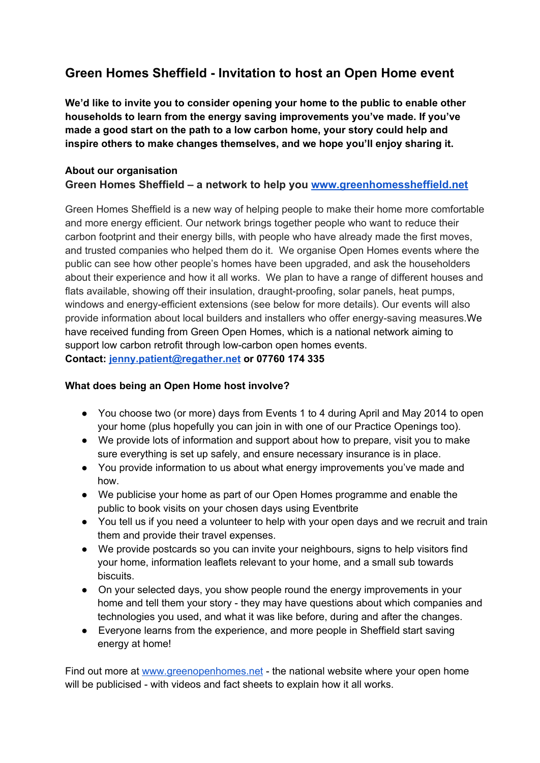# Green Homes Sheffield - Invitation to host an Open Home event

**We'd like to invite you to consider opening your home to the public to enable other households to learn from the energy saving improvements you've made. If you've made a good start on the path to a low carbon home, your story could help and inspire others to make changes themselves, and we hope you'll enjoy sharing it.**

**About our organisation**
**Green Homes Sheffield – a network to help you [www.greenhomessheffield.net](www.greenhomessheffield.net)**

Green Homes Sheffield is a new way of helping people to make their home more comfortable and more energy efficient. Our network brings together people who want to reduce their carbon footprint and their energy bills, with people who have already made the first moves, and trusted companies who helped them do it. We organise Open Homes events where the public can see how other people's homes have been upgraded, and ask the householders about their experience and how it all works. We plan to have a range of different houses and flats available, showing off their insulation, draught-proofing, solar panels, heat pumps, windows and energy-efficient extensions (see below for more details). Our events will also provide information about local builders and installers who offer energy-saving measures.We have received funding from Green Open Homes, which is a national network aiming to support low carbon retrofit through low-carbon open homes events.
**Contact: [jenny.patient@regather.net](mailto:jenny.patient@regather.net) or 07760 174 335**

**What does being an Open Home host involve?**

- You choose two (or more) days from Events 1 to 4 during April and May 2014 to open your home (plus hopefully you can join in with one of our Practice Openings too).
- We provide lots of information and support about how to prepare, visit you to make sure everything is set up safely, and ensure necessary insurance is in place.
- You provide information to us about what energy improvements you've made and how.
- We publicise your home as part of our Open Homes programme and enable the public to book visits on your chosen days using Eventbrite
- You tell us if you need a volunteer to help with your open days and we recruit and train them and provide their travel expenses.
- We provide postcards so you can invite your neighbours, signs to help visitors find your home, information leaflets relevant to your home, and a small sub towards biscuits.
- On your selected days, you show people round the energy improvements in your home and tell them your story - they may have questions about which companies and technologies you used, and what it was like before, during and after the changes.
- Everyone learns from the experience, and more people in Sheffield start saving energy at home!

Find out more at [www.greenopenhomes.net](www.greenopenhomes.net) - the national website where your open home will be publicised - with videos and fact sheets to explain how it all works.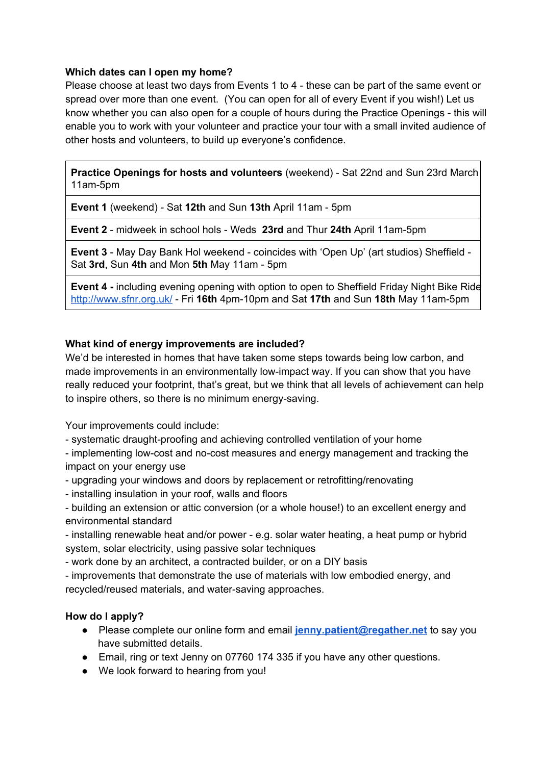**Which dates can I open my home?**

Please choose at least two days from Events 1 to 4 - these can be part of the same event or spread over more than one event. (You can open for all of every Event if you wish!) Let us know whether you can also open for a couple of hours during the Practice Openings - this will enable you to work with your volunteer and practice your tour with a small invited audience of other hosts and volunteers, to build up everyone's confidence.

| |
|---|
| **Practice Openings for hosts and volunteers** (weekend) - Sat 22nd and Sun 23rd March 11am-5pm |
| **Event 1** (weekend) - Sat **12th** and Sun **13th** April 11am - 5pm |
| **Event 2** - midweek in school hols - Weds **23rd** and Thur **24th** April 11am-5pm |
| **Event 3** - May Day Bank Hol weekend - coincides with 'Open Up' (art studios) Sheffield - Sat **3rd**, Sun **4th** and Mon **5th** May 11am - 5pm |
| **Event 4 -** including evening opening with option to open to Sheffield Friday Night Bike Ride http://www.sfnr.org.uk/ - Fri **16th** 4pm-10pm and Sat **17th** and Sun **18th** May 11am-5pm |

**What kind of energy improvements are included?**

We'd be interested in homes that have taken some steps towards being low carbon, and made improvements in an environmentally low-impact way. If you can show that you have really reduced your footprint, that's great, but we think that all levels of achievement can help to inspire others, so there is no minimum energy-saving.

Your improvements could include:

- systematic draught-proofing and achieving controlled ventilation of your home
- implementing low-cost and no-cost measures and energy management and tracking the impact on your energy use
- upgrading your windows and doors by replacement or retrofitting/renovating
- installing insulation in your roof, walls and floors
- building an extension or attic conversion (or a whole house!) to an excellent energy and environmental standard
- installing renewable heat and/or power - e.g. solar water heating, a heat pump or hybrid system, solar electricity, using passive solar techniques
- work done by an architect, a contracted builder, or on a DIY basis
- improvements that demonstrate the use of materials with low embodied energy, and recycled/reused materials, and water-saving approaches.

**How do I apply?**

- Please complete our online form and email **jenny.patient@regather.net** to say you have submitted details.
- Email, ring or text Jenny on 07760 174 335 if you have any other questions.
- We look forward to hearing from you!